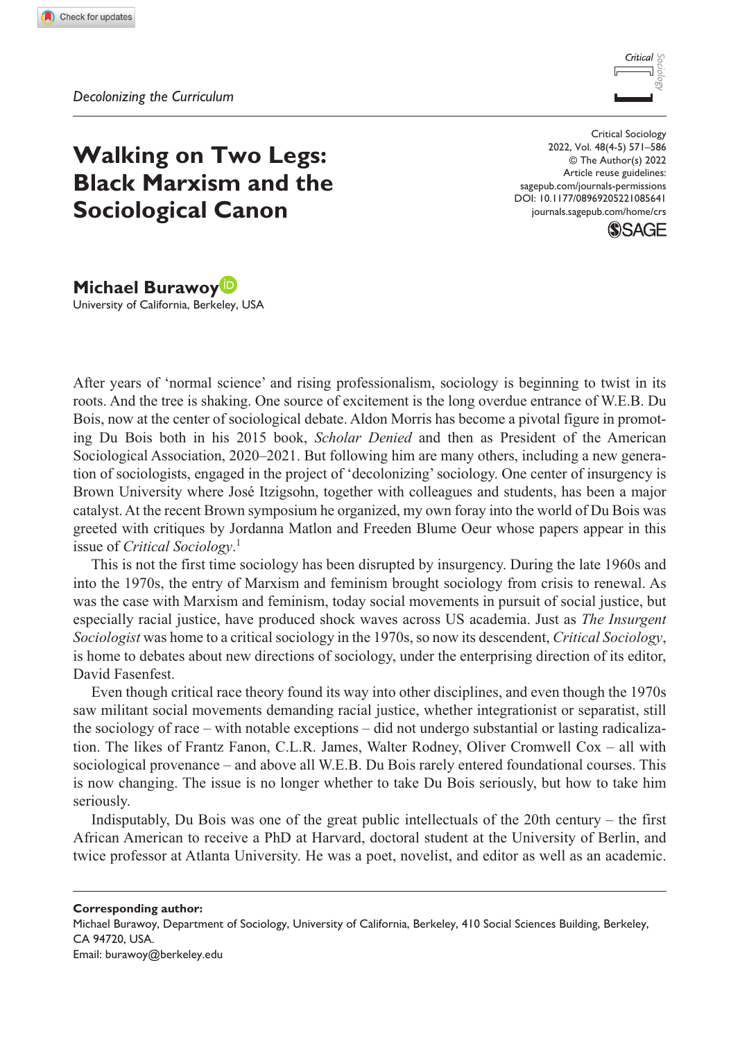*Decolonizing the Curriculum*

# Walking on Two Legs: Black Marxism and the Sociological Canon

Critical Sociology
2022, Vol. 48(4-5) 571–586
© The Author(s) 2022
Article reuse guidelines:
sagepub.com/journals-permissions
DOI: 10.1177/08969205221085641
journals.sagepub.com/home/crs

**Michael Burawoy**
University of California, Berkeley, USA

After years of 'normal science' and rising professionalism, sociology is beginning to twist in its roots. And the tree is shaking. One source of excitement is the long overdue entrance of W.E.B. Du Bois, now at the center of sociological debate. Aldon Morris has become a pivotal figure in promoting Du Bois both in his 2015 book, *Scholar Denied* and then as President of the American Sociological Association, 2020–2021. But following him are many others, including a new generation of sociologists, engaged in the project of 'decolonizing' sociology. One center of insurgency is Brown University where José Itzigsohn, together with colleagues and students, has been a major catalyst. At the recent Brown symposium he organized, my own foray into the world of Du Bois was greeted with critiques by Jordanna Matlon and Freeden Blume Oeur whose papers appear in this issue of *Critical Sociology*.[1]

This is not the first time sociology has been disrupted by insurgency. During the late 1960s and into the 1970s, the entry of Marxism and feminism brought sociology from crisis to renewal. As was the case with Marxism and feminism, today social movements in pursuit of social justice, but especially racial justice, have produced shock waves across US academia. Just as *The Insurgent Sociologist* was home to a critical sociology in the 1970s, so now its descendent, *Critical Sociology*, is home to debates about new directions of sociology, under the enterprising direction of its editor, David Fasenfest.

Even though critical race theory found its way into other disciplines, and even though the 1970s saw militant social movements demanding racial justice, whether integrationist or separatist, still the sociology of race – with notable exceptions – did not undergo substantial or lasting radicalization. The likes of Frantz Fanon, C.L.R. James, Walter Rodney, Oliver Cromwell Cox – all with sociological provenance – and above all W.E.B. Du Bois rarely entered foundational courses. This is now changing. The issue is no longer whether to take Du Bois seriously, but how to take him seriously.

Indisputably, Du Bois was one of the great public intellectuals of the 20th century – the first African American to receive a PhD at Harvard, doctoral student at the University of Berlin, and twice professor at Atlanta University. He was a poet, novelist, and editor as well as an academic.

**Corresponding author:**
Michael Burawoy, Department of Sociology, University of California, Berkeley, 410 Social Sciences Building, Berkeley, CA 94720, USA.
Email: burawoy@berkeley.edu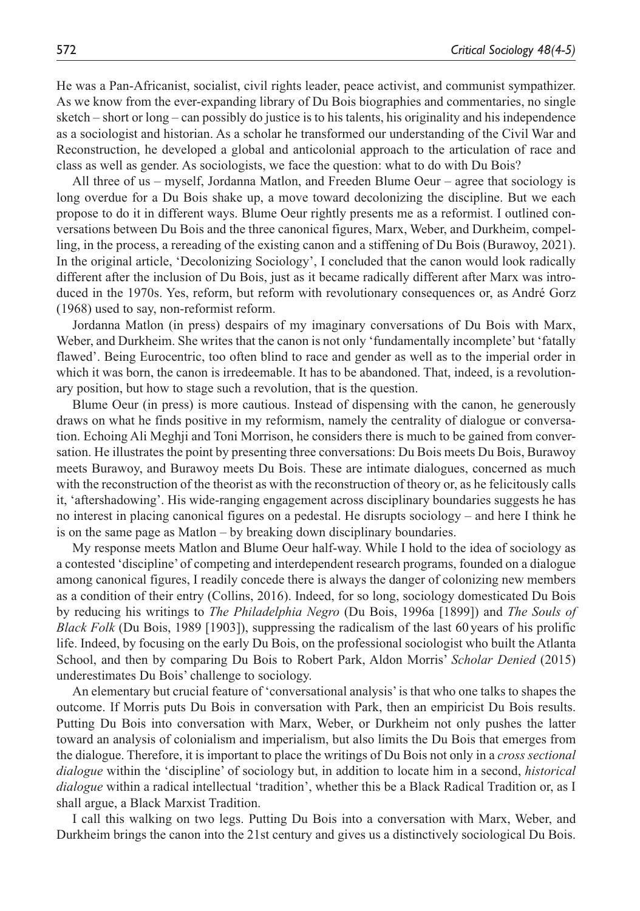He was a Pan-Africanist, socialist, civil rights leader, peace activist, and communist sympathizer. As we know from the ever-expanding library of Du Bois biographies and commentaries, no single sketch – short or long – can possibly do justice is to his talents, his originality and his independence as a sociologist and historian. As a scholar he transformed our understanding of the Civil War and Reconstruction, he developed a global and anticolonial approach to the articulation of race and class as well as gender. As sociologists, we face the question: what to do with Du Bois?

All three of us – myself, Jordanna Matlon, and Freeden Blume Oeur – agree that sociology is long overdue for a Du Bois shake up, a move toward decolonizing the discipline. But we each propose to do it in different ways. Blume Oeur rightly presents me as a reformist. I outlined conversations between Du Bois and the three canonical figures, Marx, Weber, and Durkheim, compelling, in the process, a rereading of the existing canon and a stiffening of Du Bois (Burawoy, 2021). In the original article, 'Decolonizing Sociology', I concluded that the canon would look radically different after the inclusion of Du Bois, just as it became radically different after Marx was introduced in the 1970s. Yes, reform, but reform with revolutionary consequences or, as André Gorz (1968) used to say, non-reformist reform.

Jordanna Matlon (in press) despairs of my imaginary conversations of Du Bois with Marx, Weber, and Durkheim. She writes that the canon is not only 'fundamentally incomplete' but 'fatally flawed'. Being Eurocentric, too often blind to race and gender as well as to the imperial order in which it was born, the canon is irredeemable. It has to be abandoned. That, indeed, is a revolutionary position, but how to stage such a revolution, that is the question.

Blume Oeur (in press) is more cautious. Instead of dispensing with the canon, he generously draws on what he finds positive in my reformism, namely the centrality of dialogue or conversation. Echoing Ali Meghji and Toni Morrison, he considers there is much to be gained from conversation. He illustrates the point by presenting three conversations: Du Bois meets Du Bois, Burawoy meets Burawoy, and Burawoy meets Du Bois. These are intimate dialogues, concerned as much with the reconstruction of the theorist as with the reconstruction of theory or, as he felicitously calls it, 'aftershadowing'. His wide-ranging engagement across disciplinary boundaries suggests he has no interest in placing canonical figures on a pedestal. He disrupts sociology – and here I think he is on the same page as Matlon – by breaking down disciplinary boundaries.

My response meets Matlon and Blume Oeur half-way. While I hold to the idea of sociology as a contested 'discipline' of competing and interdependent research programs, founded on a dialogue among canonical figures, I readily concede there is always the danger of colonizing new members as a condition of their entry (Collins, 2016). Indeed, for so long, sociology domesticated Du Bois by reducing his writings to *The Philadelphia Negro* (Du Bois, 1996a [1899]) and *The Souls of Black Folk* (Du Bois, 1989 [1903]), suppressing the radicalism of the last 60 years of his prolific life. Indeed, by focusing on the early Du Bois, on the professional sociologist who built the Atlanta School, and then by comparing Du Bois to Robert Park, Aldon Morris' *Scholar Denied* (2015) underestimates Du Bois' challenge to sociology.

An elementary but crucial feature of 'conversational analysis' is that who one talks to shapes the outcome. If Morris puts Du Bois in conversation with Park, then an empiricist Du Bois results. Putting Du Bois into conversation with Marx, Weber, or Durkheim not only pushes the latter toward an analysis of colonialism and imperialism, but also limits the Du Bois that emerges from the dialogue. Therefore, it is important to place the writings of Du Bois not only in a *cross sectional dialogue* within the 'discipline' of sociology but, in addition to locate him in a second, *historical dialogue* within a radical intellectual 'tradition', whether this be a Black Radical Tradition or, as I shall argue, a Black Marxist Tradition.

I call this walking on two legs. Putting Du Bois into a conversation with Marx, Weber, and Durkheim brings the canon into the 21st century and gives us a distinctively sociological Du Bois.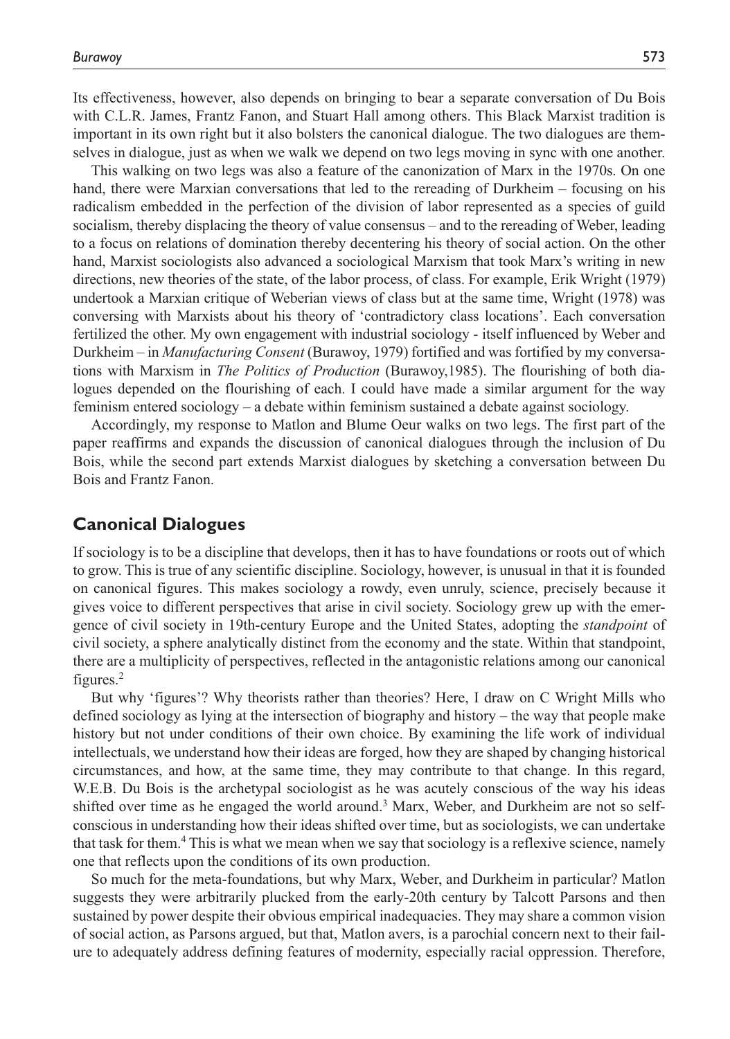Its effectiveness, however, also depends on bringing to bear a separate conversation of Du Bois with C.L.R. James, Frantz Fanon, and Stuart Hall among others. This Black Marxist tradition is important in its own right but it also bolsters the canonical dialogue. The two dialogues are themselves in dialogue, just as when we walk we depend on two legs moving in sync with one another.

This walking on two legs was also a feature of the canonization of Marx in the 1970s. On one hand, there were Marxian conversations that led to the rereading of Durkheim – focusing on his radicalism embedded in the perfection of the division of labor represented as a species of guild socialism, thereby displacing the theory of value consensus – and to the rereading of Weber, leading to a focus on relations of domination thereby decentering his theory of social action. On the other hand, Marxist sociologists also advanced a sociological Marxism that took Marx's writing in new directions, new theories of the state, of the labor process, of class. For example, Erik Wright (1979) undertook a Marxian critique of Weberian views of class but at the same time, Wright (1978) was conversing with Marxists about his theory of 'contradictory class locations'. Each conversation fertilized the other. My own engagement with industrial sociology - itself influenced by Weber and Durkheim – in *Manufacturing Consent* (Burawoy, 1979) fortified and was fortified by my conversations with Marxism in *The Politics of Production* (Burawoy,1985). The flourishing of both dialogues depended on the flourishing of each. I could have made a similar argument for the way feminism entered sociology – a debate within feminism sustained a debate against sociology.

Accordingly, my response to Matlon and Blume Oeur walks on two legs. The first part of the paper reaffirms and expands the discussion of canonical dialogues through the inclusion of Du Bois, while the second part extends Marxist dialogues by sketching a conversation between Du Bois and Frantz Fanon.

## Canonical Dialogues

If sociology is to be a discipline that develops, then it has to have foundations or roots out of which to grow. This is true of any scientific discipline. Sociology, however, is unusual in that it is founded on canonical figures. This makes sociology a rowdy, even unruly, science, precisely because it gives voice to different perspectives that arise in civil society. Sociology grew up with the emergence of civil society in 19th-century Europe and the United States, adopting the *standpoint* of civil society, a sphere analytically distinct from the economy and the state. Within that standpoint, there are a multiplicity of perspectives, reflected in the antagonistic relations among our canonical figures.[2]

But why 'figures'? Why theorists rather than theories? Here, I draw on C Wright Mills who defined sociology as lying at the intersection of biography and history – the way that people make history but not under conditions of their own choice. By examining the life work of individual intellectuals, we understand how their ideas are forged, how they are shaped by changing historical circumstances, and how, at the same time, they may contribute to that change. In this regard, W.E.B. Du Bois is the archetypal sociologist as he was acutely conscious of the way his ideas shifted over time as he engaged the world around.[3] Marx, Weber, and Durkheim are not so self-conscious in understanding how their ideas shifted over time, but as sociologists, we can undertake that task for them.[4] This is what we mean when we say that sociology is a reflexive science, namely one that reflects upon the conditions of its own production.

So much for the meta-foundations, but why Marx, Weber, and Durkheim in particular? Matlon suggests they were arbitrarily plucked from the early-20th century by Talcott Parsons and then sustained by power despite their obvious empirical inadequacies. They may share a common vision of social action, as Parsons argued, but that, Matlon avers, is a parochial concern next to their failure to adequately address defining features of modernity, especially racial oppression. Therefore,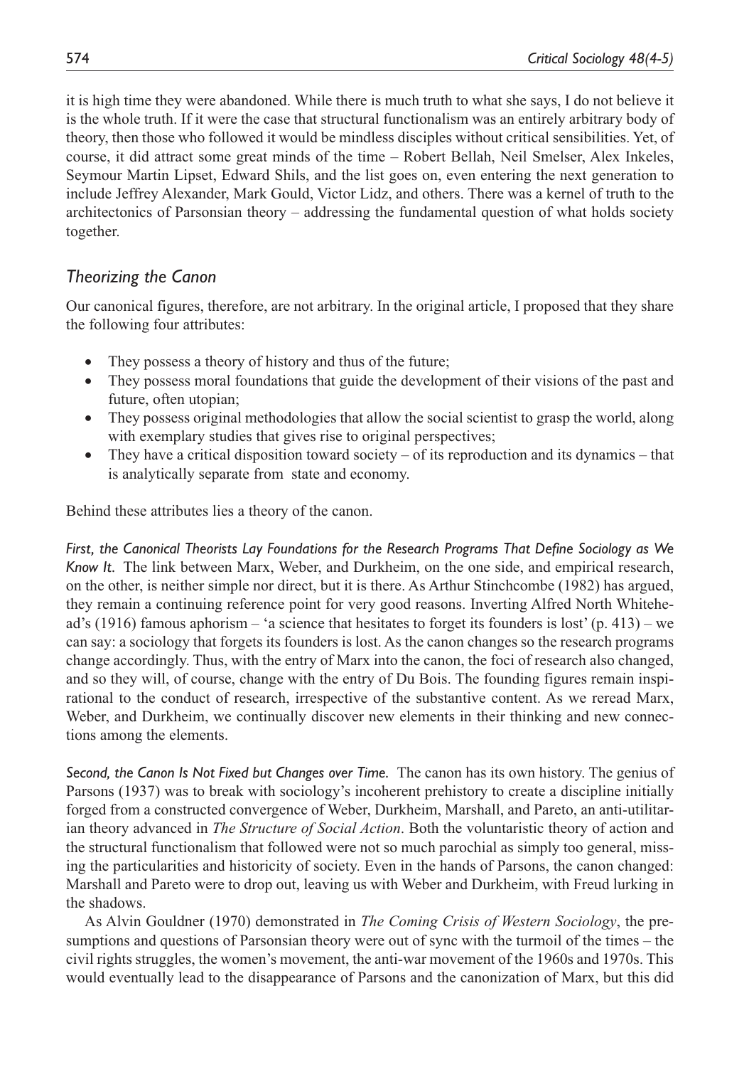it is high time they were abandoned. While there is much truth to what she says, I do not believe it is the whole truth. If it were the case that structural functionalism was an entirely arbitrary body of theory, then those who followed it would be mindless disciples without critical sensibilities. Yet, of course, it did attract some great minds of the time – Robert Bellah, Neil Smelser, Alex Inkeles, Seymour Martin Lipset, Edward Shils, and the list goes on, even entering the next generation to include Jeffrey Alexander, Mark Gould, Victor Lidz, and others. There was a kernel of truth to the architectonics of Parsonsian theory – addressing the fundamental question of what holds society together.

## *Theorizing the Canon*

Our canonical figures, therefore, are not arbitrary. In the original article, I proposed that they share the following four attributes:

- They possess a theory of history and thus of the future;
- They possess moral foundations that guide the development of their visions of the past and future, often utopian;
- They possess original methodologies that allow the social scientist to grasp the world, along with exemplary studies that gives rise to original perspectives;
- They have a critical disposition toward society – of its reproduction and its dynamics – that is analytically separate from state and economy.

Behind these attributes lies a theory of the canon.

*First, the Canonical Theorists Lay Foundations for the Research Programs That Define Sociology as We Know It.* The link between Marx, Weber, and Durkheim, on the one side, and empirical research, on the other, is neither simple nor direct, but it is there. As Arthur Stinchcombe (1982) has argued, they remain a continuing reference point for very good reasons. Inverting Alfred North Whitehead's (1916) famous aphorism – 'a science that hesitates to forget its founders is lost' (p. 413) – we can say: a sociology that forgets its founders is lost. As the canon changes so the research programs change accordingly. Thus, with the entry of Marx into the canon, the foci of research also changed, and so they will, of course, change with the entry of Du Bois. The founding figures remain inspirational to the conduct of research, irrespective of the substantive content. As we reread Marx, Weber, and Durkheim, we continually discover new elements in their thinking and new connections among the elements.

*Second, the Canon Is Not Fixed but Changes over Time.* The canon has its own history. The genius of Parsons (1937) was to break with sociology's incoherent prehistory to create a discipline initially forged from a constructed convergence of Weber, Durkheim, Marshall, and Pareto, an anti-utilitarian theory advanced in *The Structure of Social Action*. Both the voluntaristic theory of action and the structural functionalism that followed were not so much parochial as simply too general, missing the particularities and historicity of society. Even in the hands of Parsons, the canon changed: Marshall and Pareto were to drop out, leaving us with Weber and Durkheim, with Freud lurking in the shadows.

As Alvin Gouldner (1970) demonstrated in *The Coming Crisis of Western Sociology*, the presumptions and questions of Parsonsian theory were out of sync with the turmoil of the times – the civil rights struggles, the women's movement, the anti-war movement of the 1960s and 1970s. This would eventually lead to the disappearance of Parsons and the canonization of Marx, but this did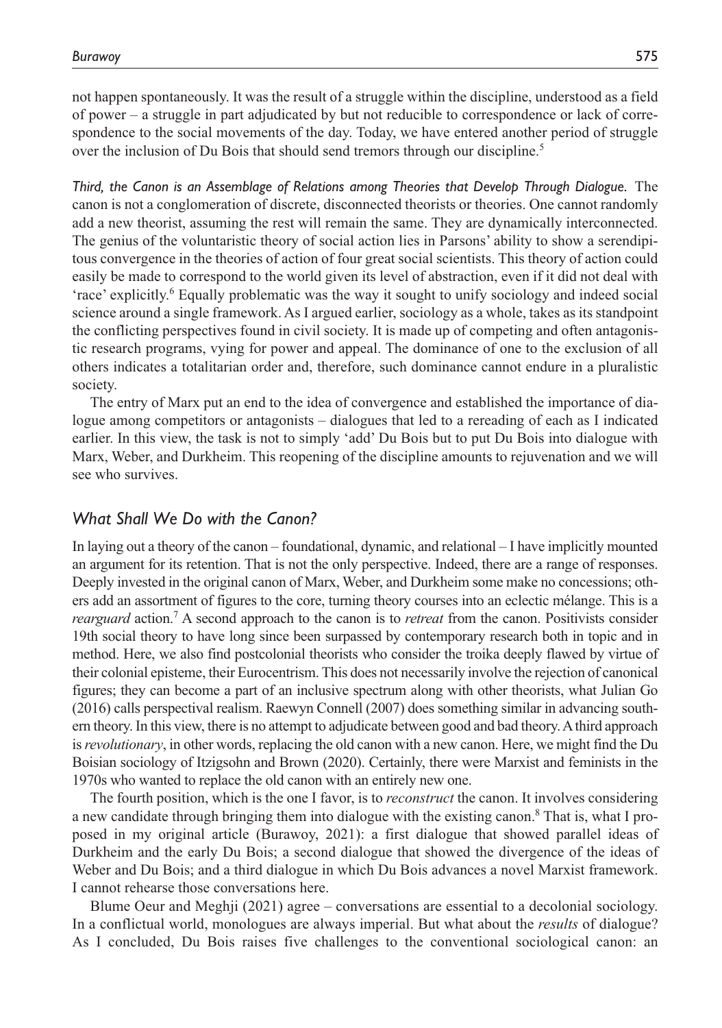not happen spontaneously. It was the result of a struggle within the discipline, understood as a field of power – a struggle in part adjudicated by but not reducible to correspondence or lack of correspondence to the social movements of the day. Today, we have entered another period of struggle over the inclusion of Du Bois that should send tremors through our discipline.[5]

*Third, the Canon is an Assemblage of Relations among Theories that Develop Through Dialogue.* The canon is not a conglomeration of discrete, disconnected theorists or theories. One cannot randomly add a new theorist, assuming the rest will remain the same. They are dynamically interconnected. The genius of the voluntaristic theory of social action lies in Parsons' ability to show a serendipitous convergence in the theories of action of four great social scientists. This theory of action could easily be made to correspond to the world given its level of abstraction, even if it did not deal with 'race' explicitly.[6] Equally problematic was the way it sought to unify sociology and indeed social science around a single framework. As I argued earlier, sociology as a whole, takes as its standpoint the conflicting perspectives found in civil society. It is made up of competing and often antagonistic research programs, vying for power and appeal. The dominance of one to the exclusion of all others indicates a totalitarian order and, therefore, such dominance cannot endure in a pluralistic society.

The entry of Marx put an end to the idea of convergence and established the importance of dialogue among competitors or antagonists – dialogues that led to a rereading of each as I indicated earlier. In this view, the task is not to simply 'add' Du Bois but to put Du Bois into dialogue with Marx, Weber, and Durkheim. This reopening of the discipline amounts to rejuvenation and we will see who survives.

## *What Shall We Do with the Canon?*

In laying out a theory of the canon – foundational, dynamic, and relational – I have implicitly mounted an argument for its retention. That is not the only perspective. Indeed, there are a range of responses. Deeply invested in the original canon of Marx, Weber, and Durkheim some make no concessions; others add an assortment of figures to the core, turning theory courses into an eclectic mélange. This is a *rearguard* action.[7] A second approach to the canon is to *retreat* from the canon. Positivists consider 19th social theory to have long since been surpassed by contemporary research both in topic and in method. Here, we also find postcolonial theorists who consider the troika deeply flawed by virtue of their colonial episteme, their Eurocentrism. This does not necessarily involve the rejection of canonical figures; they can become a part of an inclusive spectrum along with other theorists, what Julian Go (2016) calls perspectival realism. Raewyn Connell (2007) does something similar in advancing southern theory. In this view, there is no attempt to adjudicate between good and bad theory. A third approach is *revolutionary*, in other words, replacing the old canon with a new canon. Here, we might find the Du Boisian sociology of Itzigsohn and Brown (2020). Certainly, there were Marxist and feminists in the 1970s who wanted to replace the old canon with an entirely new one.

The fourth position, which is the one I favor, is to *reconstruct* the canon. It involves considering a new candidate through bringing them into dialogue with the existing canon.[8] That is, what I proposed in my original article (Burawoy, 2021): a first dialogue that showed parallel ideas of Durkheim and the early Du Bois; a second dialogue that showed the divergence of the ideas of Weber and Du Bois; and a third dialogue in which Du Bois advances a novel Marxist framework. I cannot rehearse those conversations here.

Blume Oeur and Meghji (2021) agree – conversations are essential to a decolonial sociology. In a conflictual world, monologues are always imperial. But what about the *results* of dialogue? As I concluded, Du Bois raises five challenges to the conventional sociological canon: an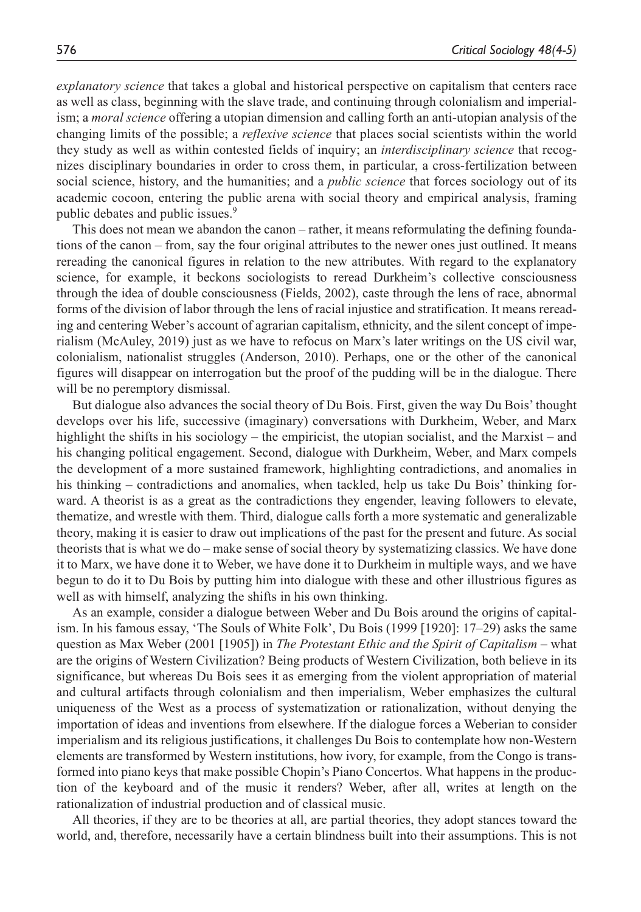*explanatory science* that takes a global and historical perspective on capitalism that centers race as well as class, beginning with the slave trade, and continuing through colonialism and imperialism; a *moral science* offering a utopian dimension and calling forth an anti-utopian analysis of the changing limits of the possible; a *reflexive science* that places social scientists within the world they study as well as within contested fields of inquiry; an *interdisciplinary science* that recognizes disciplinary boundaries in order to cross them, in particular, a cross-fertilization between social science, history, and the humanities; and a *public science* that forces sociology out of its academic cocoon, entering the public arena with social theory and empirical analysis, framing public debates and public issues.[9]

This does not mean we abandon the canon – rather, it means reformulating the defining foundations of the canon – from, say the four original attributes to the newer ones just outlined. It means rereading the canonical figures in relation to the new attributes. With regard to the explanatory science, for example, it beckons sociologists to reread Durkheim's collective consciousness through the idea of double consciousness (Fields, 2002), caste through the lens of race, abnormal forms of the division of labor through the lens of racial injustice and stratification. It means rereading and centering Weber's account of agrarian capitalism, ethnicity, and the silent concept of imperialism (McAuley, 2019) just as we have to refocus on Marx's later writings on the US civil war, colonialism, nationalist struggles (Anderson, 2010). Perhaps, one or the other of the canonical figures will disappear on interrogation but the proof of the pudding will be in the dialogue. There will be no peremptory dismissal.

But dialogue also advances the social theory of Du Bois. First, given the way Du Bois' thought develops over his life, successive (imaginary) conversations with Durkheim, Weber, and Marx highlight the shifts in his sociology – the empiricist, the utopian socialist, and the Marxist – and his changing political engagement. Second, dialogue with Durkheim, Weber, and Marx compels the development of a more sustained framework, highlighting contradictions, and anomalies in his thinking – contradictions and anomalies, when tackled, help us take Du Bois' thinking forward. A theorist is as a great as the contradictions they engender, leaving followers to elevate, thematize, and wrestle with them. Third, dialogue calls forth a more systematic and generalizable theory, making it is easier to draw out implications of the past for the present and future. As social theorists that is what we do – make sense of social theory by systematizing classics. We have done it to Marx, we have done it to Weber, we have done it to Durkheim in multiple ways, and we have begun to do it to Du Bois by putting him into dialogue with these and other illustrious figures as well as with himself, analyzing the shifts in his own thinking.

As an example, consider a dialogue between Weber and Du Bois around the origins of capitalism. In his famous essay, 'The Souls of White Folk', Du Bois (1999 [1920]: 17–29) asks the same question as Max Weber (2001 [1905]) in *The Protestant Ethic and the Spirit of Capitalism* – what are the origins of Western Civilization? Being products of Western Civilization, both believe in its significance, but whereas Du Bois sees it as emerging from the violent appropriation of material and cultural artifacts through colonialism and then imperialism, Weber emphasizes the cultural uniqueness of the West as a process of systematization or rationalization, without denying the importation of ideas and inventions from elsewhere. If the dialogue forces a Weberian to consider imperialism and its religious justifications, it challenges Du Bois to contemplate how non-Western elements are transformed by Western institutions, how ivory, for example, from the Congo is transformed into piano keys that make possible Chopin's Piano Concertos. What happens in the production of the keyboard and of the music it renders? Weber, after all, writes at length on the rationalization of industrial production and of classical music.

All theories, if they are to be theories at all, are partial theories, they adopt stances toward the world, and, therefore, necessarily have a certain blindness built into their assumptions. This is not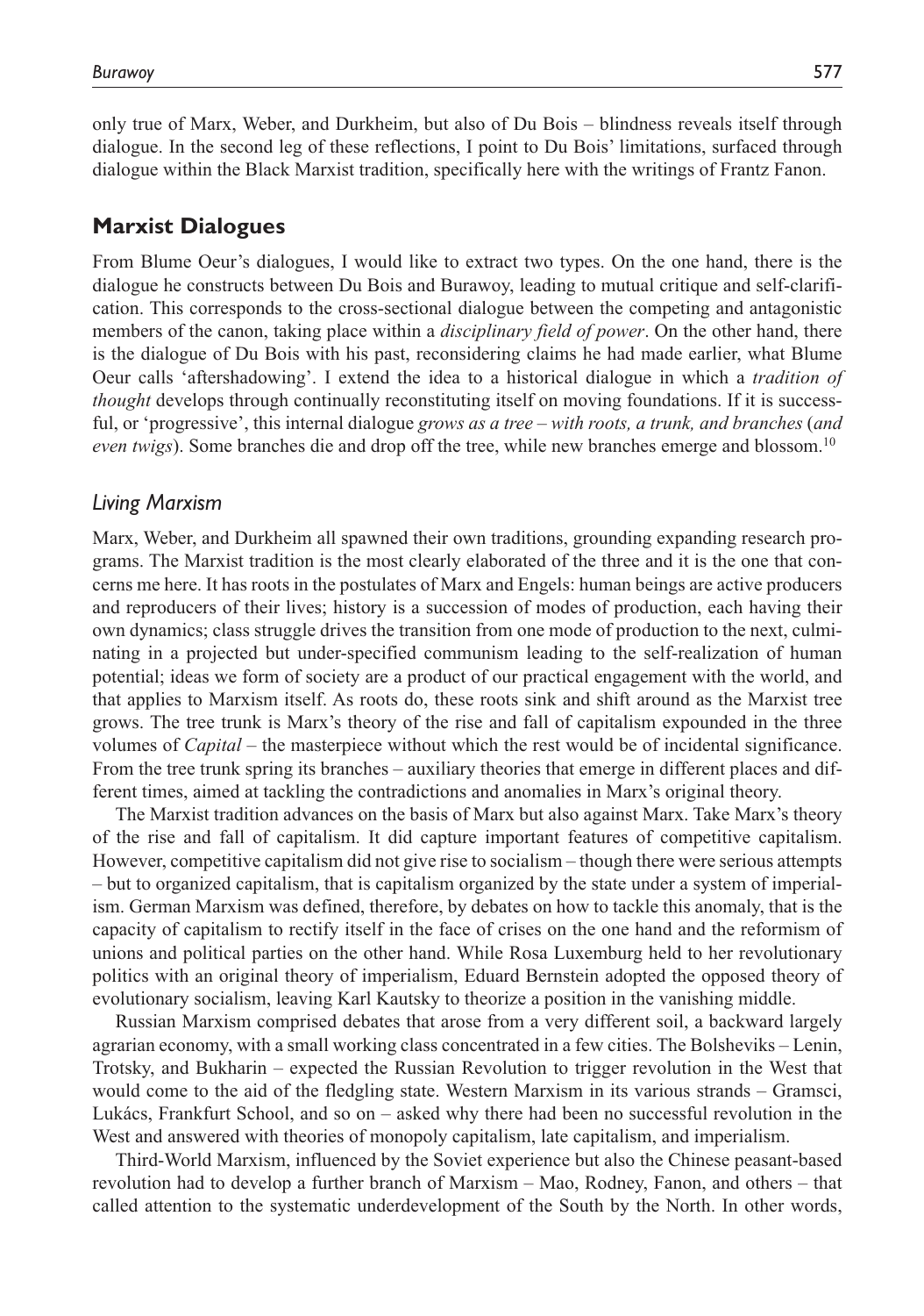only true of Marx, Weber, and Durkheim, but also of Du Bois – blindness reveals itself through dialogue. In the second leg of these reflections, I point to Du Bois' limitations, surfaced through dialogue within the Black Marxist tradition, specifically here with the writings of Frantz Fanon.

## Marxist Dialogues

From Blume Oeur's dialogues, I would like to extract two types. On the one hand, there is the dialogue he constructs between Du Bois and Burawoy, leading to mutual critique and self-clarification. This corresponds to the cross-sectional dialogue between the competing and antagonistic members of the canon, taking place within a *disciplinary field of power*. On the other hand, there is the dialogue of Du Bois with his past, reconsidering claims he had made earlier, what Blume Oeur calls 'aftershadowing'. I extend the idea to a historical dialogue in which a *tradition of thought* develops through continually reconstituting itself on moving foundations. If it is successful, or 'progressive', this internal dialogue *grows as a tree – with roots, a trunk, and branches* (*and even twigs*). Some branches die and drop off the tree, while new branches emerge and blossom.[10]

### *Living Marxism*

Marx, Weber, and Durkheim all spawned their own traditions, grounding expanding research programs. The Marxist tradition is the most clearly elaborated of the three and it is the one that concerns me here. It has roots in the postulates of Marx and Engels: human beings are active producers and reproducers of their lives; history is a succession of modes of production, each having their own dynamics; class struggle drives the transition from one mode of production to the next, culminating in a projected but under-specified communism leading to the self-realization of human potential; ideas we form of society are a product of our practical engagement with the world, and that applies to Marxism itself. As roots do, these roots sink and shift around as the Marxist tree grows. The tree trunk is Marx's theory of the rise and fall of capitalism expounded in the three volumes of *Capital* – the masterpiece without which the rest would be of incidental significance. From the tree trunk spring its branches – auxiliary theories that emerge in different places and different times, aimed at tackling the contradictions and anomalies in Marx's original theory.

The Marxist tradition advances on the basis of Marx but also against Marx. Take Marx's theory of the rise and fall of capitalism. It did capture important features of competitive capitalism. However, competitive capitalism did not give rise to socialism – though there were serious attempts – but to organized capitalism, that is capitalism organized by the state under a system of imperialism. German Marxism was defined, therefore, by debates on how to tackle this anomaly, that is the capacity of capitalism to rectify itself in the face of crises on the one hand and the reformism of unions and political parties on the other hand. While Rosa Luxemburg held to her revolutionary politics with an original theory of imperialism, Eduard Bernstein adopted the opposed theory of evolutionary socialism, leaving Karl Kautsky to theorize a position in the vanishing middle.

Russian Marxism comprised debates that arose from a very different soil, a backward largely agrarian economy, with a small working class concentrated in a few cities. The Bolsheviks – Lenin, Trotsky, and Bukharin – expected the Russian Revolution to trigger revolution in the West that would come to the aid of the fledgling state. Western Marxism in its various strands – Gramsci, Lukács, Frankfurt School, and so on – asked why there had been no successful revolution in the West and answered with theories of monopoly capitalism, late capitalism, and imperialism.

Third-World Marxism, influenced by the Soviet experience but also the Chinese peasant-based revolution had to develop a further branch of Marxism – Mao, Rodney, Fanon, and others – that called attention to the systematic underdevelopment of the South by the North. In other words,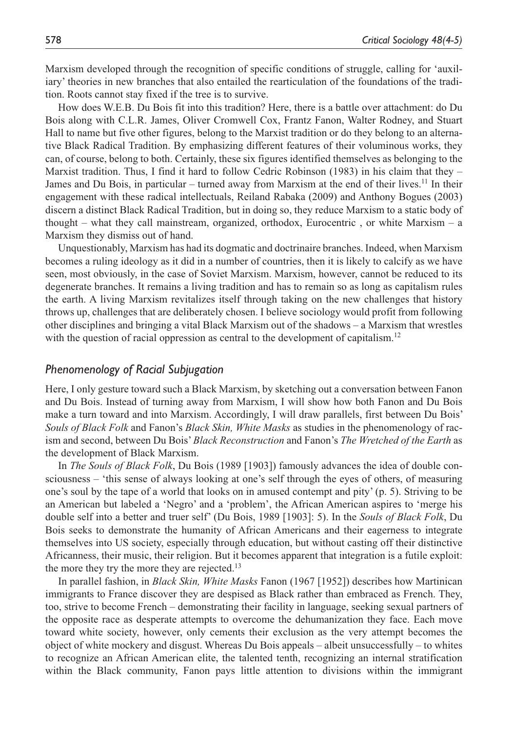Marxism developed through the recognition of specific conditions of struggle, calling for 'auxiliary' theories in new branches that also entailed the rearticulation of the foundations of the tradition. Roots cannot stay fixed if the tree is to survive.

How does W.E.B. Du Bois fit into this tradition? Here, there is a battle over attachment: do Du Bois along with C.L.R. James, Oliver Cromwell Cox, Frantz Fanon, Walter Rodney, and Stuart Hall to name but five other figures, belong to the Marxist tradition or do they belong to an alternative Black Radical Tradition. By emphasizing different features of their voluminous works, they can, of course, belong to both. Certainly, these six figures identified themselves as belonging to the Marxist tradition. Thus, I find it hard to follow Cedric Robinson (1983) in his claim that they – James and Du Bois, in particular – turned away from Marxism at the end of their lives.[11] In their engagement with these radical intellectuals, Reiland Rabaka (2009) and Anthony Bogues (2003) discern a distinct Black Radical Tradition, but in doing so, they reduce Marxism to a static body of thought – what they call mainstream, organized, orthodox, Eurocentric , or white Marxism – a Marxism they dismiss out of hand.

Unquestionably, Marxism has had its dogmatic and doctrinaire branches. Indeed, when Marxism becomes a ruling ideology as it did in a number of countries, then it is likely to calcify as we have seen, most obviously, in the case of Soviet Marxism. Marxism, however, cannot be reduced to its degenerate branches. It remains a living tradition and has to remain so as long as capitalism rules the earth. A living Marxism revitalizes itself through taking on the new challenges that history throws up, challenges that are deliberately chosen. I believe sociology would profit from following other disciplines and bringing a vital Black Marxism out of the shadows – a Marxism that wrestles with the question of racial oppression as central to the development of capitalism.[12]

## *Phenomenology of Racial Subjugation*

Here, I only gesture toward such a Black Marxism, by sketching out a conversation between Fanon and Du Bois. Instead of turning away from Marxism, I will show how both Fanon and Du Bois make a turn toward and into Marxism. Accordingly, I will draw parallels, first between Du Bois' *Souls of Black Folk* and Fanon's *Black Skin, White Masks* as studies in the phenomenology of racism and second, between Du Bois' *Black Reconstruction* and Fanon's *The Wretched of the Earth* as the development of Black Marxism.

In *The Souls of Black Folk*, Du Bois (1989 [1903]) famously advances the idea of double consciousness – 'this sense of always looking at one's self through the eyes of others, of measuring one's soul by the tape of a world that looks on in amused contempt and pity' (p. 5). Striving to be an American but labeled a 'Negro' and a 'problem', the African American aspires to 'merge his double self into a better and truer self' (Du Bois, 1989 [1903]: 5). In the *Souls of Black Folk*, Du Bois seeks to demonstrate the humanity of African Americans and their eagerness to integrate themselves into US society, especially through education, but without casting off their distinctive Africanness, their music, their religion. But it becomes apparent that integration is a futile exploit: the more they try the more they are rejected.[13]

In parallel fashion, in *Black Skin, White Masks* Fanon (1967 [1952]) describes how Martinican immigrants to France discover they are despised as Black rather than embraced as French. They, too, strive to become French – demonstrating their facility in language, seeking sexual partners of the opposite race as desperate attempts to overcome the dehumanization they face. Each move toward white society, however, only cements their exclusion as the very attempt becomes the object of white mockery and disgust. Whereas Du Bois appeals – albeit unsuccessfully – to whites to recognize an African American elite, the talented tenth, recognizing an internal stratification within the Black community, Fanon pays little attention to divisions within the immigrant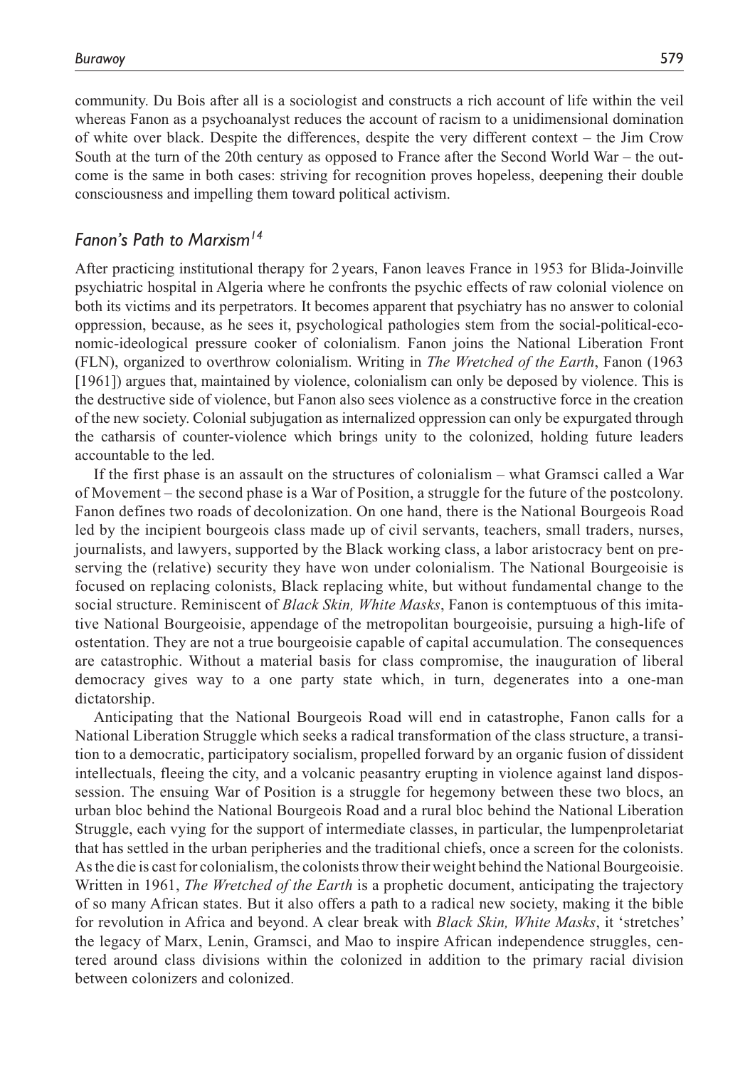community. Du Bois after all is a sociologist and constructs a rich account of life within the veil whereas Fanon as a psychoanalyst reduces the account of racism to a unidimensional domination of white over black. Despite the differences, despite the very different context – the Jim Crow South at the turn of the 20th century as opposed to France after the Second World War – the outcome is the same in both cases: striving for recognition proves hopeless, deepening their double consciousness and impelling them toward political activism.

### *Fanon's Path to Marxism*[14]

After practicing institutional therapy for 2 years, Fanon leaves France in 1953 for Blida-Joinville psychiatric hospital in Algeria where he confronts the psychic effects of raw colonial violence on both its victims and its perpetrators. It becomes apparent that psychiatry has no answer to colonial oppression, because, as he sees it, psychological pathologies stem from the social-political-economic-ideological pressure cooker of colonialism. Fanon joins the National Liberation Front (FLN), organized to overthrow colonialism. Writing in *The Wretched of the Earth*, Fanon (1963 [1961]) argues that, maintained by violence, colonialism can only be deposed by violence. This is the destructive side of violence, but Fanon also sees violence as a constructive force in the creation of the new society. Colonial subjugation as internalized oppression can only be expurgated through the catharsis of counter-violence which brings unity to the colonized, holding future leaders accountable to the led.

If the first phase is an assault on the structures of colonialism – what Gramsci called a War of Movement – the second phase is a War of Position, a struggle for the future of the postcolony. Fanon defines two roads of decolonization. On one hand, there is the National Bourgeois Road led by the incipient bourgeois class made up of civil servants, teachers, small traders, nurses, journalists, and lawyers, supported by the Black working class, a labor aristocracy bent on preserving the (relative) security they have won under colonialism. The National Bourgeoisie is focused on replacing colonists, Black replacing white, but without fundamental change to the social structure. Reminiscent of *Black Skin, White Masks*, Fanon is contemptuous of this imitative National Bourgeoisie, appendage of the metropolitan bourgeoisie, pursuing a high-life of ostentation. They are not a true bourgeoisie capable of capital accumulation. The consequences are catastrophic. Without a material basis for class compromise, the inauguration of liberal democracy gives way to a one party state which, in turn, degenerates into a one-man dictatorship.

Anticipating that the National Bourgeois Road will end in catastrophe, Fanon calls for a National Liberation Struggle which seeks a radical transformation of the class structure, a transition to a democratic, participatory socialism, propelled forward by an organic fusion of dissident intellectuals, fleeing the city, and a volcanic peasantry erupting in violence against land dispossession. The ensuing War of Position is a struggle for hegemony between these two blocs, an urban bloc behind the National Bourgeois Road and a rural bloc behind the National Liberation Struggle, each vying for the support of intermediate classes, in particular, the lumpenproletariat that has settled in the urban peripheries and the traditional chiefs, once a screen for the colonists. As the die is cast for colonialism, the colonists throw their weight behind the National Bourgeoisie. Written in 1961, *The Wretched of the Earth* is a prophetic document, anticipating the trajectory of so many African states. But it also offers a path to a radical new society, making it the bible for revolution in Africa and beyond. A clear break with *Black Skin, White Masks*, it 'stretches' the legacy of Marx, Lenin, Gramsci, and Mao to inspire African independence struggles, centered around class divisions within the colonized in addition to the primary racial division between colonizers and colonized.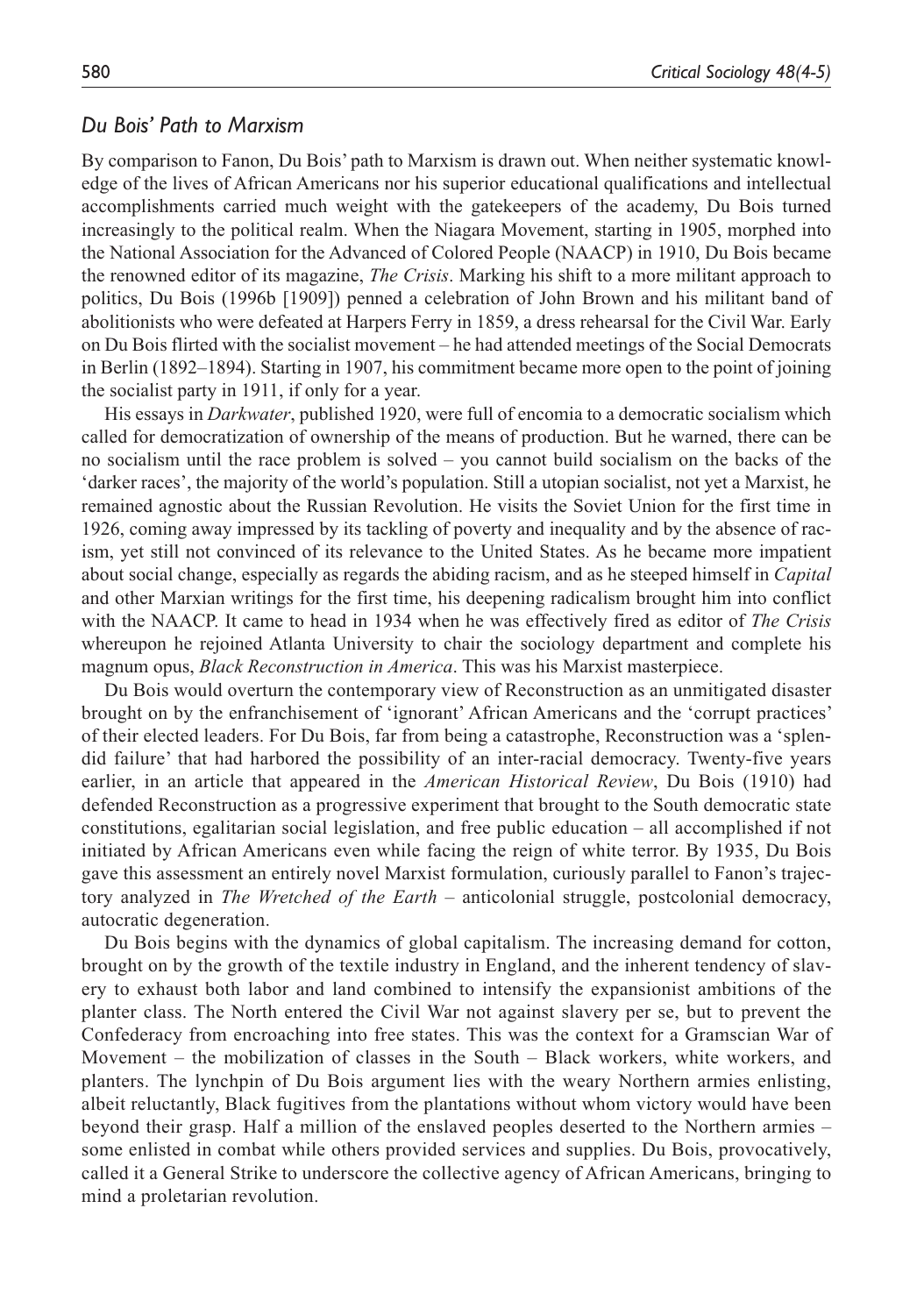## *Du Bois' Path to Marxism*

By comparison to Fanon, Du Bois' path to Marxism is drawn out. When neither systematic knowledge of the lives of African Americans nor his superior educational qualifications and intellectual accomplishments carried much weight with the gatekeepers of the academy, Du Bois turned increasingly to the political realm. When the Niagara Movement, starting in 1905, morphed into the National Association for the Advanced of Colored People (NAACP) in 1910, Du Bois became the renowned editor of its magazine, *The Crisis*. Marking his shift to a more militant approach to politics, Du Bois (1996b [1909]) penned a celebration of John Brown and his militant band of abolitionists who were defeated at Harpers Ferry in 1859, a dress rehearsal for the Civil War. Early on Du Bois flirted with the socialist movement – he had attended meetings of the Social Democrats in Berlin (1892–1894). Starting in 1907, his commitment became more open to the point of joining the socialist party in 1911, if only for a year.

His essays in *Darkwater*, published 1920, were full of encomia to a democratic socialism which called for democratization of ownership of the means of production. But he warned, there can be no socialism until the race problem is solved – you cannot build socialism on the backs of the 'darker races', the majority of the world's population. Still a utopian socialist, not yet a Marxist, he remained agnostic about the Russian Revolution. He visits the Soviet Union for the first time in 1926, coming away impressed by its tackling of poverty and inequality and by the absence of racism, yet still not convinced of its relevance to the United States. As he became more impatient about social change, especially as regards the abiding racism, and as he steeped himself in *Capital* and other Marxian writings for the first time, his deepening radicalism brought him into conflict with the NAACP. It came to head in 1934 when he was effectively fired as editor of *The Crisis* whereupon he rejoined Atlanta University to chair the sociology department and complete his magnum opus, *Black Reconstruction in America*. This was his Marxist masterpiece.

Du Bois would overturn the contemporary view of Reconstruction as an unmitigated disaster brought on by the enfranchisement of 'ignorant' African Americans and the 'corrupt practices' of their elected leaders. For Du Bois, far from being a catastrophe, Reconstruction was a 'splendid failure' that had harbored the possibility of an inter-racial democracy. Twenty-five years earlier, in an article that appeared in the *American Historical Review*, Du Bois (1910) had defended Reconstruction as a progressive experiment that brought to the South democratic state constitutions, egalitarian social legislation, and free public education – all accomplished if not initiated by African Americans even while facing the reign of white terror. By 1935, Du Bois gave this assessment an entirely novel Marxist formulation, curiously parallel to Fanon's trajectory analyzed in *The Wretched of the Earth* – anticolonial struggle, postcolonial democracy, autocratic degeneration.

Du Bois begins with the dynamics of global capitalism. The increasing demand for cotton, brought on by the growth of the textile industry in England, and the inherent tendency of slavery to exhaust both labor and land combined to intensify the expansionist ambitions of the planter class. The North entered the Civil War not against slavery per se, but to prevent the Confederacy from encroaching into free states. This was the context for a Gramscian War of Movement – the mobilization of classes in the South – Black workers, white workers, and planters. The lynchpin of Du Bois argument lies with the weary Northern armies enlisting, albeit reluctantly, Black fugitives from the plantations without whom victory would have been beyond their grasp. Half a million of the enslaved peoples deserted to the Northern armies – some enlisted in combat while others provided services and supplies. Du Bois, provocatively, called it a General Strike to underscore the collective agency of African Americans, bringing to mind a proletarian revolution.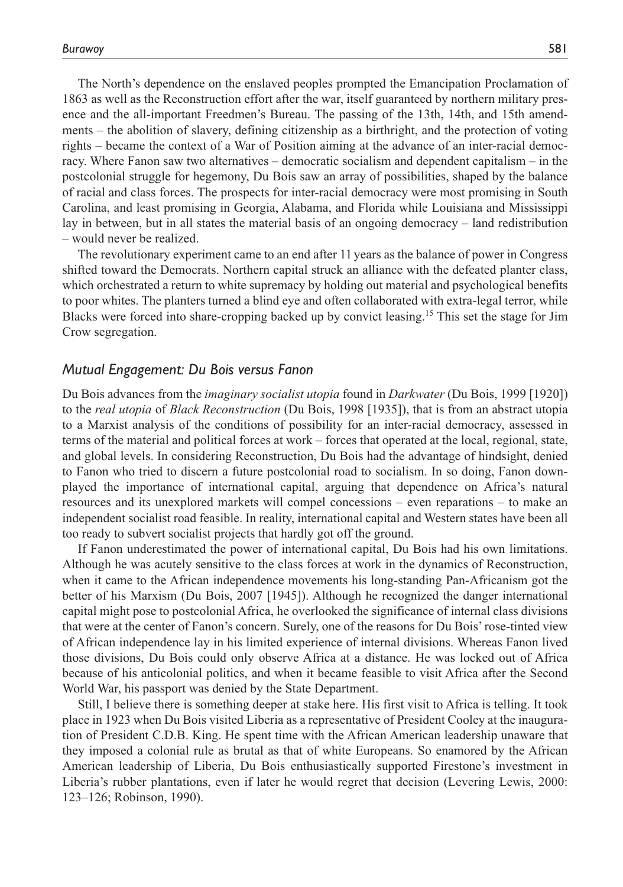The North's dependence on the enslaved peoples prompted the Emancipation Proclamation of 1863 as well as the Reconstruction effort after the war, itself guaranteed by northern military presence and the all-important Freedmen's Bureau. The passing of the 13th, 14th, and 15th amendments – the abolition of slavery, defining citizenship as a birthright, and the protection of voting rights – became the context of a War of Position aiming at the advance of an inter-racial democracy. Where Fanon saw two alternatives – democratic socialism and dependent capitalism – in the postcolonial struggle for hegemony, Du Bois saw an array of possibilities, shaped by the balance of racial and class forces. The prospects for inter-racial democracy were most promising in South Carolina, and least promising in Georgia, Alabama, and Florida while Louisiana and Mississippi lay in between, but in all states the material basis of an ongoing democracy – land redistribution – would never be realized.

The revolutionary experiment came to an end after 11 years as the balance of power in Congress shifted toward the Democrats. Northern capital struck an alliance with the defeated planter class, which orchestrated a return to white supremacy by holding out material and psychological benefits to poor whites. The planters turned a blind eye and often collaborated with extra-legal terror, while Blacks were forced into share-cropping backed up by convict leasing.[15] This set the stage for Jim Crow segregation.

## *Mutual Engagement: Du Bois versus Fanon*

Du Bois advances from the *imaginary socialist utopia* found in *Darkwater* (Du Bois, 1999 [1920]) to the *real utopia* of *Black Reconstruction* (Du Bois, 1998 [1935]), that is from an abstract utopia to a Marxist analysis of the conditions of possibility for an inter-racial democracy, assessed in terms of the material and political forces at work – forces that operated at the local, regional, state, and global levels. In considering Reconstruction, Du Bois had the advantage of hindsight, denied to Fanon who tried to discern a future postcolonial road to socialism. In so doing, Fanon downplayed the importance of international capital, arguing that dependence on Africa's natural resources and its unexplored markets will compel concessions – even reparations – to make an independent socialist road feasible. In reality, international capital and Western states have been all too ready to subvert socialist projects that hardly got off the ground.

If Fanon underestimated the power of international capital, Du Bois had his own limitations. Although he was acutely sensitive to the class forces at work in the dynamics of Reconstruction, when it came to the African independence movements his long-standing Pan-Africanism got the better of his Marxism (Du Bois, 2007 [1945]). Although he recognized the danger international capital might pose to postcolonial Africa, he overlooked the significance of internal class divisions that were at the center of Fanon's concern. Surely, one of the reasons for Du Bois' rose-tinted view of African independence lay in his limited experience of internal divisions. Whereas Fanon lived those divisions, Du Bois could only observe Africa at a distance. He was locked out of Africa because of his anticolonial politics, and when it became feasible to visit Africa after the Second World War, his passport was denied by the State Department.

Still, I believe there is something deeper at stake here. His first visit to Africa is telling. It took place in 1923 when Du Bois visited Liberia as a representative of President Cooley at the inauguration of President C.D.B. King. He spent time with the African American leadership unaware that they imposed a colonial rule as brutal as that of white Europeans. So enamored by the African American leadership of Liberia, Du Bois enthusiastically supported Firestone's investment in Liberia's rubber plantations, even if later he would regret that decision (Levering Lewis, 2000: 123–126; Robinson, 1990).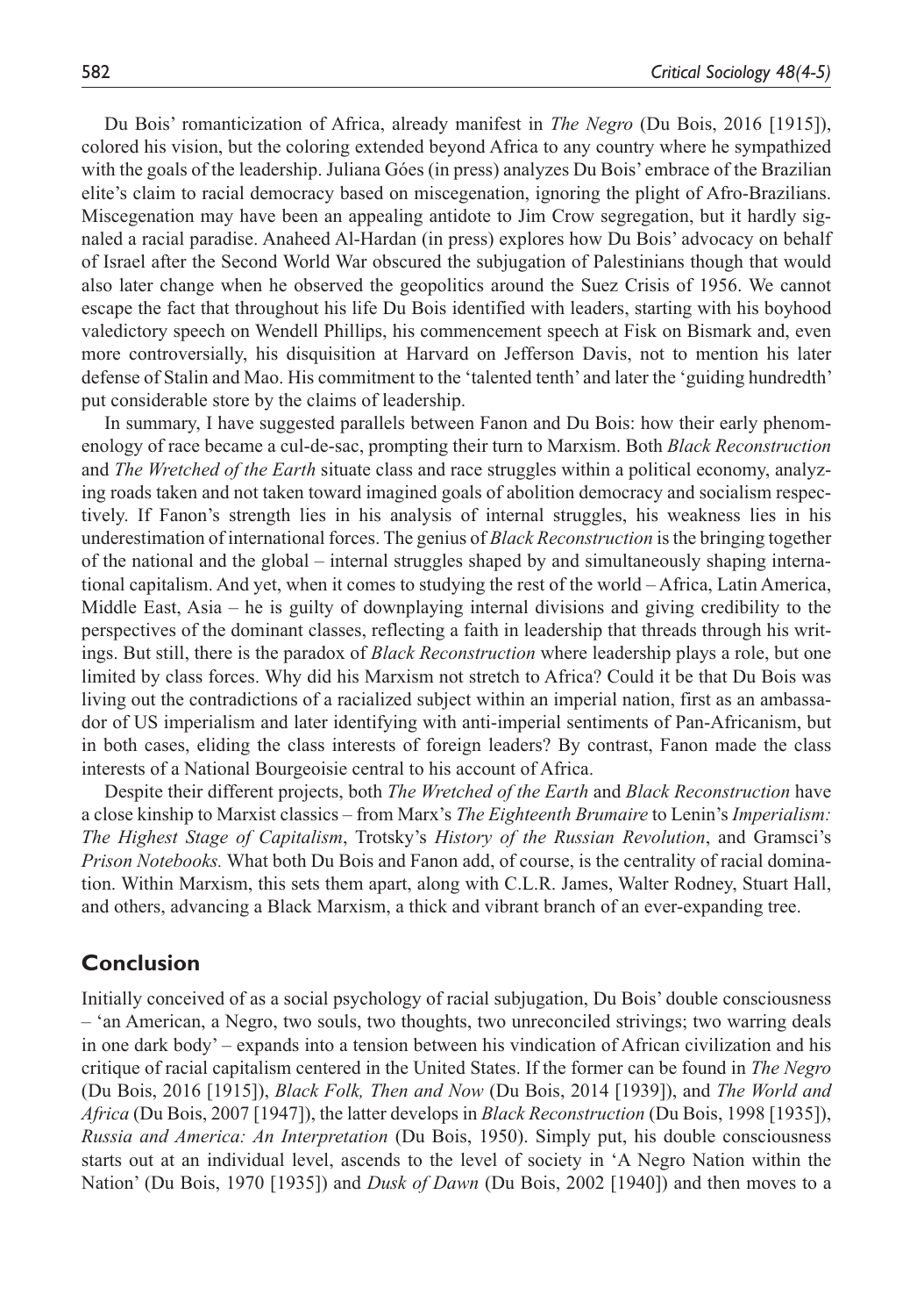Du Bois' romanticization of Africa, already manifest in *The Negro* (Du Bois, 2016 [1915]), colored his vision, but the coloring extended beyond Africa to any country where he sympathized with the goals of the leadership. Juliana Góes (in press) analyzes Du Bois' embrace of the Brazilian elite's claim to racial democracy based on miscegenation, ignoring the plight of Afro-Brazilians. Miscegenation may have been an appealing antidote to Jim Crow segregation, but it hardly signaled a racial paradise. Anaheed Al-Hardan (in press) explores how Du Bois' advocacy on behalf of Israel after the Second World War obscured the subjugation of Palestinians though that would also later change when he observed the geopolitics around the Suez Crisis of 1956. We cannot escape the fact that throughout his life Du Bois identified with leaders, starting with his boyhood valedictory speech on Wendell Phillips, his commencement speech at Fisk on Bismark and, even more controversially, his disquisition at Harvard on Jefferson Davis, not to mention his later defense of Stalin and Mao. His commitment to the 'talented tenth' and later the 'guiding hundredth' put considerable store by the claims of leadership.

In summary, I have suggested parallels between Fanon and Du Bois: how their early phenomenology of race became a cul-de-sac, prompting their turn to Marxism. Both *Black Reconstruction* and *The Wretched of the Earth* situate class and race struggles within a political economy, analyzing roads taken and not taken toward imagined goals of abolition democracy and socialism respectively. If Fanon's strength lies in his analysis of internal struggles, his weakness lies in his underestimation of international forces. The genius of *Black Reconstruction* is the bringing together of the national and the global – internal struggles shaped by and simultaneously shaping international capitalism. And yet, when it comes to studying the rest of the world – Africa, Latin America, Middle East, Asia – he is guilty of downplaying internal divisions and giving credibility to the perspectives of the dominant classes, reflecting a faith in leadership that threads through his writings. But still, there is the paradox of *Black Reconstruction* where leadership plays a role, but one limited by class forces. Why did his Marxism not stretch to Africa? Could it be that Du Bois was living out the contradictions of a racialized subject within an imperial nation, first as an ambassador of US imperialism and later identifying with anti-imperial sentiments of Pan-Africanism, but in both cases, eliding the class interests of foreign leaders? By contrast, Fanon made the class interests of a National Bourgeoisie central to his account of Africa.

Despite their different projects, both *The Wretched of the Earth* and *Black Reconstruction* have a close kinship to Marxist classics – from Marx's *The Eighteenth Brumaire* to Lenin's *Imperialism: The Highest Stage of Capitalism*, Trotsky's *History of the Russian Revolution*, and Gramsci's *Prison Notebooks.* What both Du Bois and Fanon add, of course, is the centrality of racial domination. Within Marxism, this sets them apart, along with C.L.R. James, Walter Rodney, Stuart Hall, and others, advancing a Black Marxism, a thick and vibrant branch of an ever-expanding tree.

## Conclusion

Initially conceived of as a social psychology of racial subjugation, Du Bois' double consciousness – 'an American, a Negro, two souls, two thoughts, two unreconciled strivings; two warring deals in one dark body' – expands into a tension between his vindication of African civilization and his critique of racial capitalism centered in the United States. If the former can be found in *The Negro* (Du Bois, 2016 [1915]), *Black Folk, Then and Now* (Du Bois, 2014 [1939]), and *The World and Africa* (Du Bois, 2007 [1947]), the latter develops in *Black Reconstruction* (Du Bois, 1998 [1935]), *Russia and America: An Interpretation* (Du Bois, 1950). Simply put, his double consciousness starts out at an individual level, ascends to the level of society in 'A Negro Nation within the Nation' (Du Bois, 1970 [1935]) and *Dusk of Dawn* (Du Bois, 2002 [1940]) and then moves to a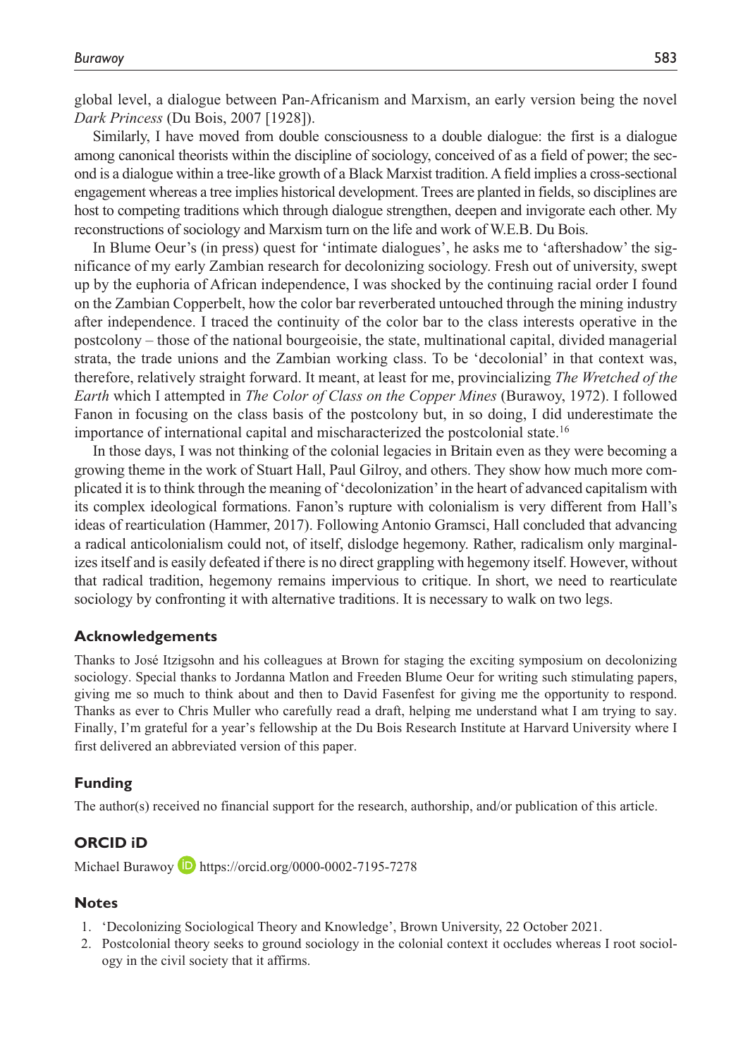global level, a dialogue between Pan-Africanism and Marxism, an early version being the novel *Dark Princess* (Du Bois, 2007 [1928]).

Similarly, I have moved from double consciousness to a double dialogue: the first is a dialogue among canonical theorists within the discipline of sociology, conceived of as a field of power; the second is a dialogue within a tree-like growth of a Black Marxist tradition. A field implies a cross-sectional engagement whereas a tree implies historical development. Trees are planted in fields, so disciplines are host to competing traditions which through dialogue strengthen, deepen and invigorate each other. My reconstructions of sociology and Marxism turn on the life and work of W.E.B. Du Bois.

In Blume Oeur's (in press) quest for 'intimate dialogues', he asks me to 'aftershadow' the significance of my early Zambian research for decolonizing sociology. Fresh out of university, swept up by the euphoria of African independence, I was shocked by the continuing racial order I found on the Zambian Copperbelt, how the color bar reverberated untouched through the mining industry after independence. I traced the continuity of the color bar to the class interests operative in the postcolony – those of the national bourgeoisie, the state, multinational capital, divided managerial strata, the trade unions and the Zambian working class. To be 'decolonial' in that context was, therefore, relatively straight forward. It meant, at least for me, provincializing *The Wretched of the Earth* which I attempted in *The Color of Class on the Copper Mines* (Burawoy, 1972). I followed Fanon in focusing on the class basis of the postcolony but, in so doing, I did underestimate the importance of international capital and mischaracterized the postcolonial state.[16]

In those days, I was not thinking of the colonial legacies in Britain even as they were becoming a growing theme in the work of Stuart Hall, Paul Gilroy, and others. They show how much more complicated it is to think through the meaning of 'decolonization' in the heart of advanced capitalism with its complex ideological formations. Fanon's rupture with colonialism is very different from Hall's ideas of rearticulation (Hammer, 2017). Following Antonio Gramsci, Hall concluded that advancing a radical anticolonialism could not, of itself, dislodge hegemony. Rather, radicalism only marginalizes itself and is easily defeated if there is no direct grappling with hegemony itself. However, without that radical tradition, hegemony remains impervious to critique. In short, we need to rearticulate sociology by confronting it with alternative traditions. It is necessary to walk on two legs.

## Acknowledgements

Thanks to José Itzigsohn and his colleagues at Brown for staging the exciting symposium on decolonizing sociology. Special thanks to Jordanna Matlon and Freeden Blume Oeur for writing such stimulating papers, giving me so much to think about and then to David Fasenfest for giving me the opportunity to respond. Thanks as ever to Chris Muller who carefully read a draft, helping me understand what I am trying to say. Finally, I'm grateful for a year's fellowship at the Du Bois Research Institute at Harvard University where I first delivered an abbreviated version of this paper.

## Funding

The author(s) received no financial support for the research, authorship, and/or publication of this article.

## ORCID iD

Michael Burawoy https://orcid.org/0000-0002-7195-7278

## Notes

1. 'Decolonizing Sociological Theory and Knowledge', Brown University, 22 October 2021.
2. Postcolonial theory seeks to ground sociology in the colonial context it occludes whereas I root sociology in the civil society that it affirms.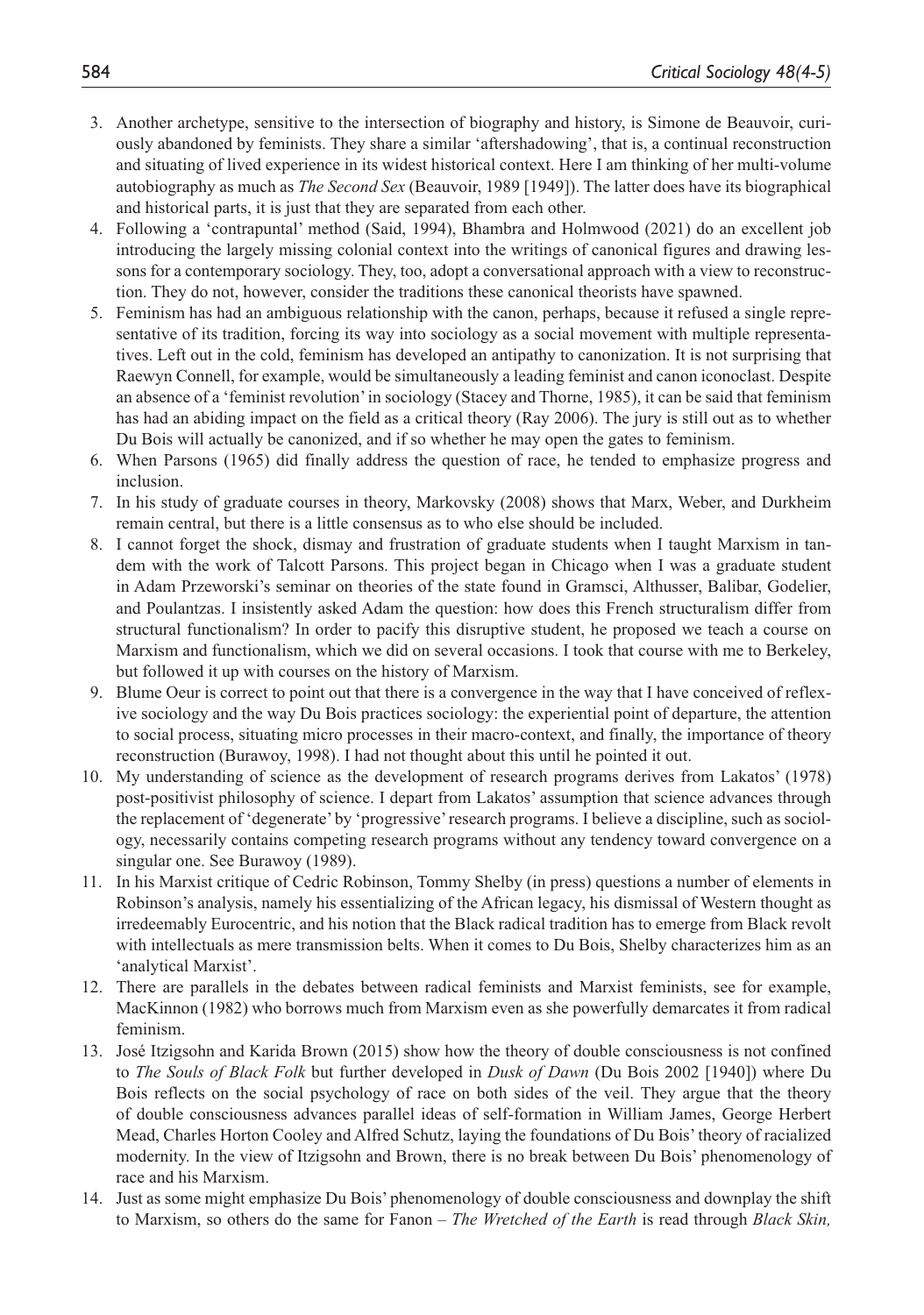3. Another archetype, sensitive to the intersection of biography and history, is Simone de Beauvoir, curiously abandoned by feminists. They share a similar 'aftershadowing', that is, a continual reconstruction and situating of lived experience in its widest historical context. Here I am thinking of her multi-volume autobiography as much as *The Second Sex* (Beauvoir, 1989 [1949]). The latter does have its biographical and historical parts, it is just that they are separated from each other.
4. Following a 'contrapuntal' method (Said, 1994), Bhambra and Holmwood (2021) do an excellent job introducing the largely missing colonial context into the writings of canonical figures and drawing lessons for a contemporary sociology. They, too, adopt a conversational approach with a view to reconstruction. They do not, however, consider the traditions these canonical theorists have spawned.
5. Feminism has had an ambiguous relationship with the canon, perhaps, because it refused a single representative of its tradition, forcing its way into sociology as a social movement with multiple representatives. Left out in the cold, feminism has developed an antipathy to canonization. It is not surprising that Raewyn Connell, for example, would be simultaneously a leading feminist and canon iconoclast. Despite an absence of a 'feminist revolution' in sociology (Stacey and Thorne, 1985), it can be said that feminism has had an abiding impact on the field as a critical theory (Ray 2006). The jury is still out as to whether Du Bois will actually be canonized, and if so whether he may open the gates to feminism.
6. When Parsons (1965) did finally address the question of race, he tended to emphasize progress and inclusion.
7. In his study of graduate courses in theory, Markovsky (2008) shows that Marx, Weber, and Durkheim remain central, but there is a little consensus as to who else should be included.
8. I cannot forget the shock, dismay and frustration of graduate students when I taught Marxism in tandem with the work of Talcott Parsons. This project began in Chicago when I was a graduate student in Adam Przeworski's seminar on theories of the state found in Gramsci, Althusser, Balibar, Godelier, and Poulantzas. I insistently asked Adam the question: how does this French structuralism differ from structural functionalism? In order to pacify this disruptive student, he proposed we teach a course on Marxism and functionalism, which we did on several occasions. I took that course with me to Berkeley, but followed it up with courses on the history of Marxism.
9. Blume Oeur is correct to point out that there is a convergence in the way that I have conceived of reflexive sociology and the way Du Bois practices sociology: the experiential point of departure, the attention to social process, situating micro processes in their macro-context, and finally, the importance of theory reconstruction (Burawoy, 1998). I had not thought about this until he pointed it out.
10. My understanding of science as the development of research programs derives from Lakatos' (1978) post-positivist philosophy of science. I depart from Lakatos' assumption that science advances through the replacement of 'degenerate' by 'progressive' research programs. I believe a discipline, such as sociology, necessarily contains competing research programs without any tendency toward convergence on a singular one. See Burawoy (1989).
11. In his Marxist critique of Cedric Robinson, Tommy Shelby (in press) questions a number of elements in Robinson's analysis, namely his essentializing of the African legacy, his dismissal of Western thought as irredeemably Eurocentric, and his notion that the Black radical tradition has to emerge from Black revolt with intellectuals as mere transmission belts. When it comes to Du Bois, Shelby characterizes him as an 'analytical Marxist'.
12. There are parallels in the debates between radical feminists and Marxist feminists, see for example, MacKinnon (1982) who borrows much from Marxism even as she powerfully demarcates it from radical feminism.
13. José Itzigsohn and Karida Brown (2015) show how the theory of double consciousness is not confined to *The Souls of Black Folk* but further developed in *Dusk of Dawn* (Du Bois 2002 [1940]) where Du Bois reflects on the social psychology of race on both sides of the veil. They argue that the theory of double consciousness advances parallel ideas of self-formation in William James, George Herbert Mead, Charles Horton Cooley and Alfred Schutz, laying the foundations of Du Bois' theory of racialized modernity. In the view of Itzigsohn and Brown, there is no break between Du Bois' phenomenology of race and his Marxism.
14. Just as some might emphasize Du Bois' phenomenology of double consciousness and downplay the shift to Marxism, so others do the same for Fanon – *The Wretched of the Earth* is read through *Black Skin,*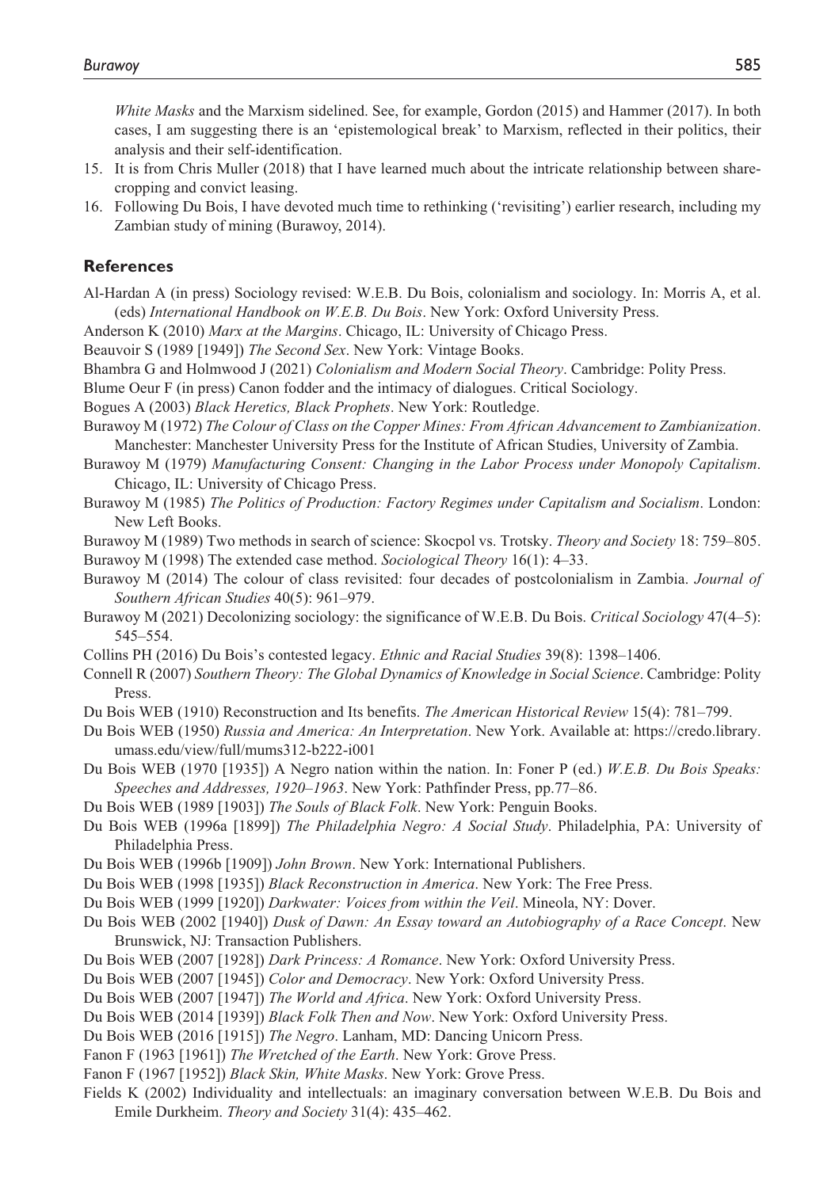*White Masks* and the Marxism sidelined. See, for example, Gordon (2015) and Hammer (2017). In both cases, I am suggesting there is an 'epistemological break' to Marxism, reflected in their politics, their analysis and their self-identification.

15. It is from Chris Muller (2018) that I have learned much about the intricate relationship between sharecropping and convict leasing.
16. Following Du Bois, I have devoted much time to rethinking ('revisiting') earlier research, including my Zambian study of mining (Burawoy, 2014).

## References

Al-Hardan A (in press) Sociology revised: W.E.B. Du Bois, colonialism and sociology. In: Morris A, et al. (eds) *International Handbook on W.E.B. Du Bois*. New York: Oxford University Press.

Anderson K (2010) *Marx at the Margins*. Chicago, IL: University of Chicago Press.

Beauvoir S (1989 [1949]) *The Second Sex*. New York: Vintage Books.

Bhambra G and Holmwood J (2021) *Colonialism and Modern Social Theory*. Cambridge: Polity Press.

Blume Oeur F (in press) Canon fodder and the intimacy of dialogues. Critical Sociology.

Bogues A (2003) *Black Heretics, Black Prophets*. New York: Routledge.

Burawoy M (1972) *The Colour of Class on the Copper Mines: From African Advancement to Zambianization*. Manchester: Manchester University Press for the Institute of African Studies, University of Zambia.

Burawoy M (1979) *Manufacturing Consent: Changing in the Labor Process under Monopoly Capitalism*. Chicago, IL: University of Chicago Press.

Burawoy M (1985) *The Politics of Production: Factory Regimes under Capitalism and Socialism*. London: New Left Books.

Burawoy M (1989) Two methods in search of science: Skocpol vs. Trotsky. *Theory and Society* 18: 759–805.

Burawoy M (1998) The extended case method. *Sociological Theory* 16(1): 4–33.

Burawoy M (2014) The colour of class revisited: four decades of postcolonialism in Zambia. *Journal of Southern African Studies* 40(5): 961–979.

Burawoy M (2021) Decolonizing sociology: the significance of W.E.B. Du Bois. *Critical Sociology* 47(4–5): 545–554.

Collins PH (2016) Du Bois's contested legacy. *Ethnic and Racial Studies* 39(8): 1398–1406.

Connell R (2007) *Southern Theory: The Global Dynamics of Knowledge in Social Science*. Cambridge: Polity Press.

Du Bois WEB (1910) Reconstruction and Its benefits. *The American Historical Review* 15(4): 781–799.

Du Bois WEB (1950) *Russia and America: An Interpretation*. New York. Available at: https://credo.library.umass.edu/view/full/mums312-b222-i001

Du Bois WEB (1970 [1935]) A Negro nation within the nation. In: Foner P (ed.) *W.E.B. Du Bois Speaks: Speeches and Addresses, 1920–1963*. New York: Pathfinder Press, pp.77–86.

Du Bois WEB (1989 [1903]) *The Souls of Black Folk*. New York: Penguin Books.

Du Bois WEB (1996a [1899]) *The Philadelphia Negro: A Social Study*. Philadelphia, PA: University of Philadelphia Press.

Du Bois WEB (1996b [1909]) *John Brown*. New York: International Publishers.

Du Bois WEB (1998 [1935]) *Black Reconstruction in America*. New York: The Free Press.

Du Bois WEB (1999 [1920]) *Darkwater: Voices from within the Veil*. Mineola, NY: Dover.

Du Bois WEB (2002 [1940]) *Dusk of Dawn: An Essay toward an Autobiography of a Race Concept*. New Brunswick, NJ: Transaction Publishers.

Du Bois WEB (2007 [1928]) *Dark Princess: A Romance*. New York: Oxford University Press.

Du Bois WEB (2007 [1945]) *Color and Democracy*. New York: Oxford University Press.

Du Bois WEB (2007 [1947]) *The World and Africa*. New York: Oxford University Press.

Du Bois WEB (2014 [1939]) *Black Folk Then and Now*. New York: Oxford University Press.

Du Bois WEB (2016 [1915]) *The Negro*. Lanham, MD: Dancing Unicorn Press.

Fanon F (1963 [1961]) *The Wretched of the Earth*. New York: Grove Press.

Fanon F (1967 [1952]) *Black Skin, White Masks*. New York: Grove Press.

Fields K (2002) Individuality and intellectuals: an imaginary conversation between W.E.B. Du Bois and Emile Durkheim. *Theory and Society* 31(4): 435–462.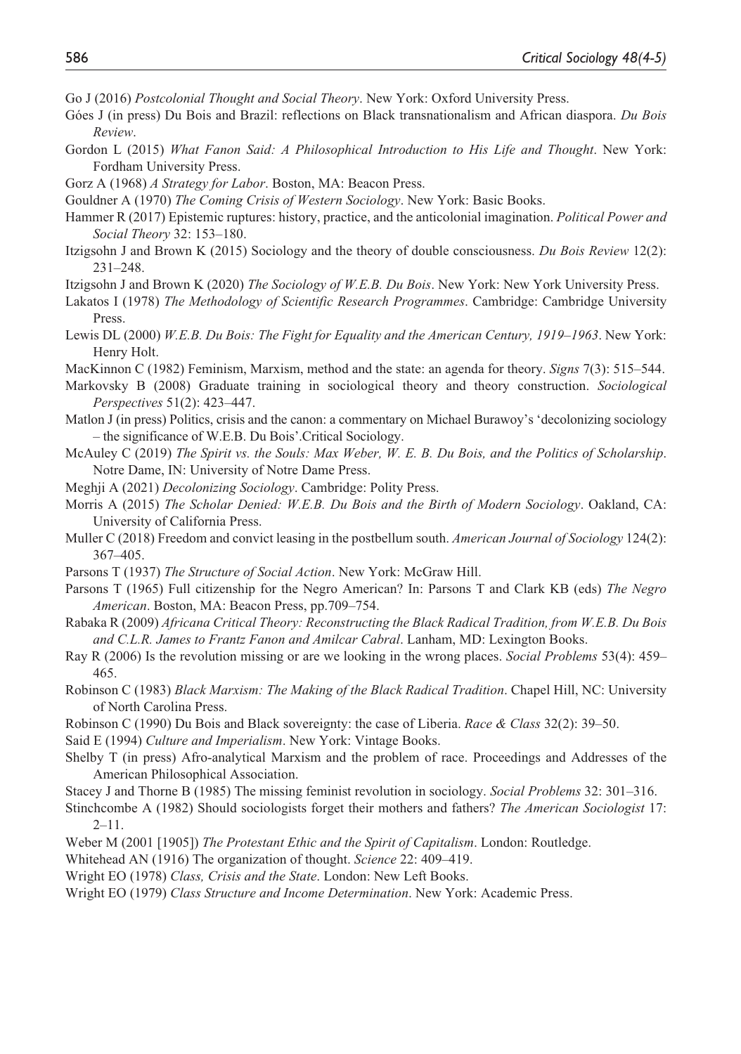Go J (2016) *Postcolonial Thought and Social Theory*. New York: Oxford University Press.

Góes J (in press) Du Bois and Brazil: reflections on Black transnationalism and African diaspora. *Du Bois Review*.

Gordon L (2015) *What Fanon Said: A Philosophical Introduction to His Life and Thought*. New York: Fordham University Press.

Gorz A (1968) *A Strategy for Labor*. Boston, MA: Beacon Press.

Gouldner A (1970) *The Coming Crisis of Western Sociology*. New York: Basic Books.

Hammer R (2017) Epistemic ruptures: history, practice, and the anticolonial imagination. *Political Power and Social Theory* 32: 153–180.

Itzigsohn J and Brown K (2015) Sociology and the theory of double consciousness. *Du Bois Review* 12(2): 231–248.

Itzigsohn J and Brown K (2020) *The Sociology of W.E.B. Du Bois*. New York: New York University Press.

Lakatos I (1978) *The Methodology of Scientific Research Programmes*. Cambridge: Cambridge University Press.

Lewis DL (2000) *W.E.B. Du Bois: The Fight for Equality and the American Century, 1919–1963*. New York: Henry Holt.

MacKinnon C (1982) Feminism, Marxism, method and the state: an agenda for theory. *Signs* 7(3): 515–544.

Markovsky B (2008) Graduate training in sociological theory and theory construction. *Sociological Perspectives* 51(2): 423–447.

Matlon J (in press) Politics, crisis and the canon: a commentary on Michael Burawoy's 'decolonizing sociology – the significance of W.E.B. Du Bois'.Critical Sociology.

McAuley C (2019) *The Spirit vs. the Souls: Max Weber, W. E. B. Du Bois, and the Politics of Scholarship*. Notre Dame, IN: University of Notre Dame Press.

Meghji A (2021) *Decolonizing Sociology*. Cambridge: Polity Press.

Morris A (2015) *The Scholar Denied: W.E.B. Du Bois and the Birth of Modern Sociology*. Oakland, CA: University of California Press.

Muller C (2018) Freedom and convict leasing in the postbellum south. *American Journal of Sociology* 124(2): 367–405.

Parsons T (1937) *The Structure of Social Action*. New York: McGraw Hill.

Parsons T (1965) Full citizenship for the Negro American? In: Parsons T and Clark KB (eds) *The Negro American*. Boston, MA: Beacon Press, pp.709–754.

Rabaka R (2009) *Africana Critical Theory: Reconstructing the Black Radical Tradition, from W.E.B. Du Bois and C.L.R. James to Frantz Fanon and Amilcar Cabral*. Lanham, MD: Lexington Books.

Ray R (2006) Is the revolution missing or are we looking in the wrong places. *Social Problems* 53(4): 459–465.

Robinson C (1983) *Black Marxism: The Making of the Black Radical Tradition*. Chapel Hill, NC: University of North Carolina Press.

Robinson C (1990) Du Bois and Black sovereignty: the case of Liberia. *Race & Class* 32(2): 39–50.

Said E (1994) *Culture and Imperialism*. New York: Vintage Books.

Shelby T (in press) Afro-analytical Marxism and the problem of race. Proceedings and Addresses of the American Philosophical Association.

Stacey J and Thorne B (1985) The missing feminist revolution in sociology. *Social Problems* 32: 301–316.

Stinchcombe A (1982) Should sociologists forget their mothers and fathers? *The American Sociologist* 17: 2–11.

Weber M (2001 [1905]) *The Protestant Ethic and the Spirit of Capitalism*. London: Routledge.

Whitehead AN (1916) The organization of thought. *Science* 22: 409–419.

Wright EO (1978) *Class, Crisis and the State*. London: New Left Books.

Wright EO (1979) *Class Structure and Income Determination*. New York: Academic Press.